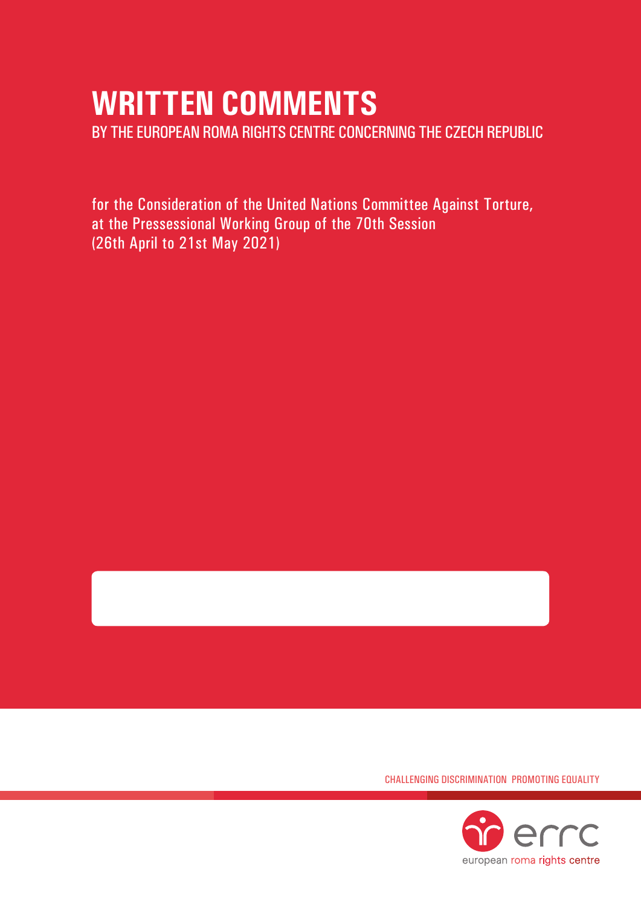# WRITTEN COMMENTS

BY THE EUROPEAN ROMA RIGHTS CENTRE CONCERNING THE CZECH REPUBLIC

for the Consideration of the United Nations Committee Against Torture, at the Pressessional Working Group of the 70th Session (26th April to 21st May 2021)

CHALLENGING DISCRIMINATION PROMOTING EQUALITY

errc

european roma rights centre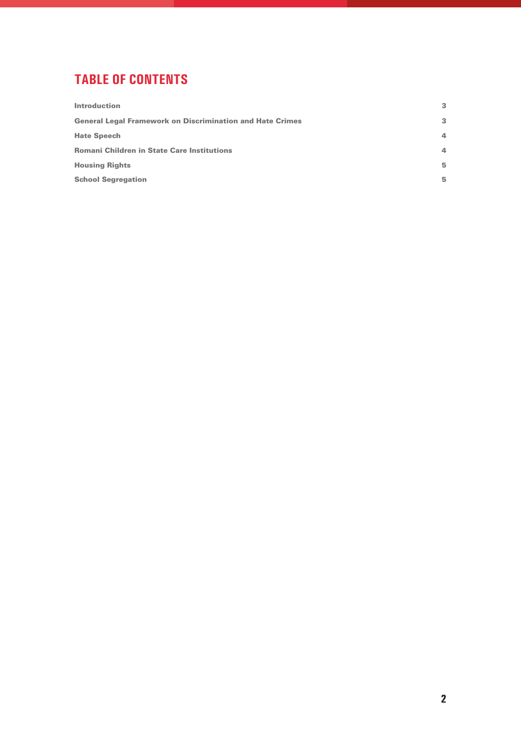## TABLE OF CONTENTS

| | |
|---|---|
| **Introduction** | 3 |
| **General Legal Framework on Discrimination and Hate Crimes** | 3 |
| **Hate Speech** | 4 |
| **Romani Children in State Care Institutions** | 4 |
| **Housing Rights** | 5 |
| **School Segregation** | 5 |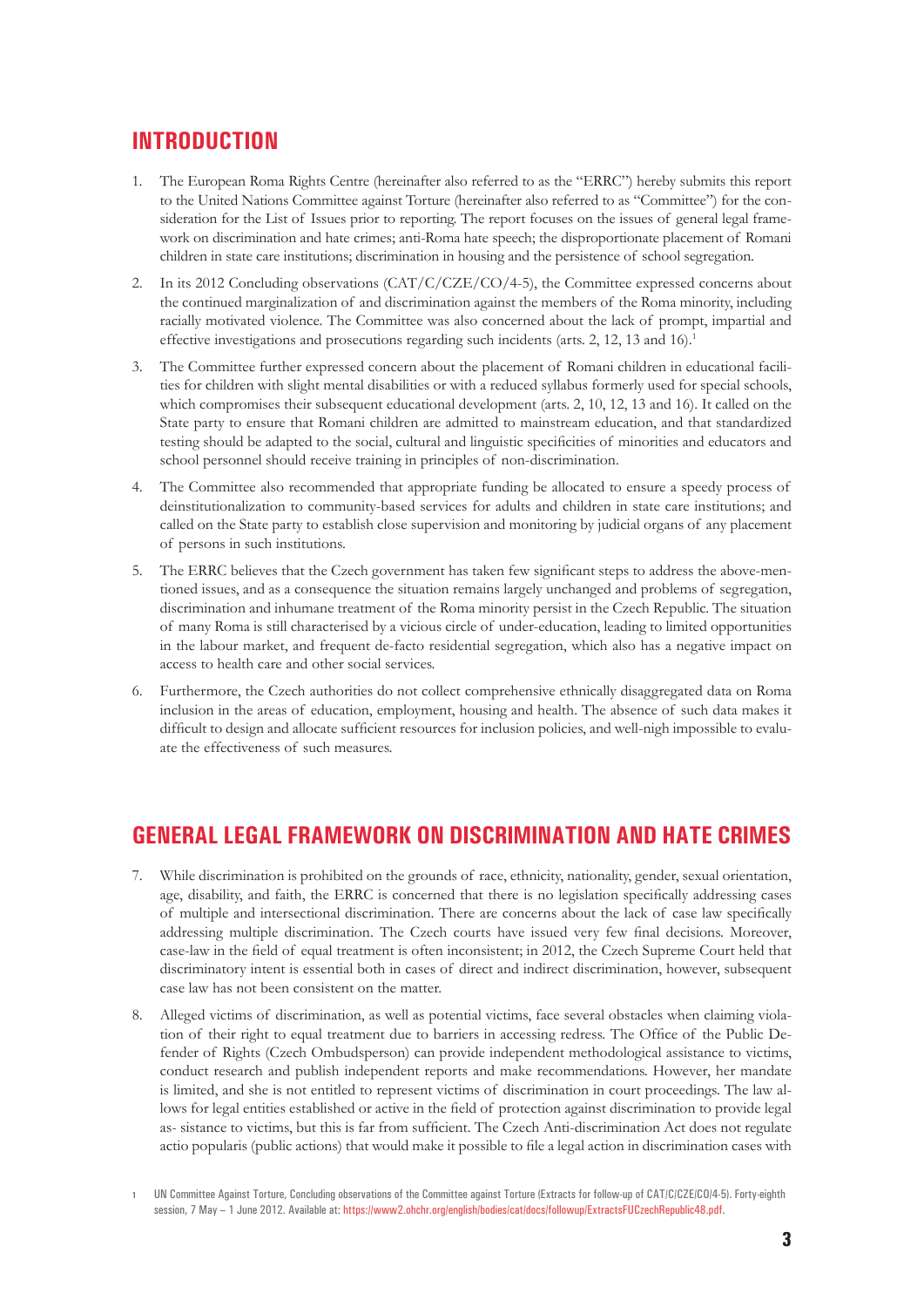## INTRODUCTION

1. The European Roma Rights Centre (hereinafter also referred to as the "ERRC") hereby submits this report to the United Nations Committee against Torture (hereinafter also referred to as "Committee") for the consideration for the List of Issues prior to reporting. The report focuses on the issues of general legal framework on discrimination and hate crimes; anti-Roma hate speech; the disproportionate placement of Romani children in state care institutions; discrimination in housing and the persistence of school segregation.

2. In its 2012 Concluding observations (CAT/C/CZE/CO/4-5), the Committee expressed concerns about the continued marginalization of and discrimination against the members of the Roma minority, including racially motivated violence. The Committee was also concerned about the lack of prompt, impartial and effective investigations and prosecutions regarding such incidents (arts. 2, 12, 13 and 16).[1]

3. The Committee further expressed concern about the placement of Romani children in educational facilities for children with slight mental disabilities or with a reduced syllabus formerly used for special schools, which compromises their subsequent educational development (arts. 2, 10, 12, 13 and 16). It called on the State party to ensure that Romani children are admitted to mainstream education, and that standardized testing should be adapted to the social, cultural and linguistic specificities of minorities and educators and school personnel should receive training in principles of non-discrimination.

4. The Committee also recommended that appropriate funding be allocated to ensure a speedy process of deinstitutionalization to community-based services for adults and children in state care institutions; and called on the State party to establish close supervision and monitoring by judicial organs of any placement of persons in such institutions.

5. The ERRC believes that the Czech government has taken few significant steps to address the above-mentioned issues, and as a consequence the situation remains largely unchanged and problems of segregation, discrimination and inhumane treatment of the Roma minority persist in the Czech Republic. The situation of many Roma is still characterised by a vicious circle of under-education, leading to limited opportunities in the labour market, and frequent de-facto residential segregation, which also has a negative impact on access to health care and other social services.

6. Furthermore, the Czech authorities do not collect comprehensive ethnically disaggregated data on Roma inclusion in the areas of education, employment, housing and health. The absence of such data makes it difficult to design and allocate sufficient resources for inclusion policies, and well-nigh impossible to evaluate the effectiveness of such measures.

## GENERAL LEGAL FRAMEWORK ON DISCRIMINATION AND HATE CRIMES

7. While discrimination is prohibited on the grounds of race, ethnicity, nationality, gender, sexual orientation, age, disability, and faith, the ERRC is concerned that there is no legislation specifically addressing cases of multiple and intersectional discrimination. There are concerns about the lack of case law specifically addressing multiple discrimination. The Czech courts have issued very few final decisions. Moreover, case-law in the field of equal treatment is often inconsistent; in 2012, the Czech Supreme Court held that discriminatory intent is essential both in cases of direct and indirect discrimination, however, subsequent case law has not been consistent on the matter.

8. Alleged victims of discrimination, as well as potential victims, face several obstacles when claiming violation of their right to equal treatment due to barriers in accessing redress. The Office of the Public Defender of Rights (Czech Ombudsperson) can provide independent methodological assistance to victims, conduct research and publish independent reports and make recommendations. However, her mandate is limited, and she is not entitled to represent victims of discrimination in court proceedings. The law allows for legal entities established or active in the field of protection against discrimination to provide legal as- sistance to victims, but this is far from sufficient. The Czech Anti-discrimination Act does not regulate actio popularis (public actions) that would make it possible to file a legal action in discrimination cases with

[1] UN Committee Against Torture, Concluding observations of the Committee against Torture (Extracts for follow-up of CAT/C/CZE/CO/4-5). Forty-eighth session, 7 May – 1 June 2012. Available at: https://www2.ohchr.org/english/bodies/cat/docs/followup/ExtractsFUCzechRepublic48.pdf.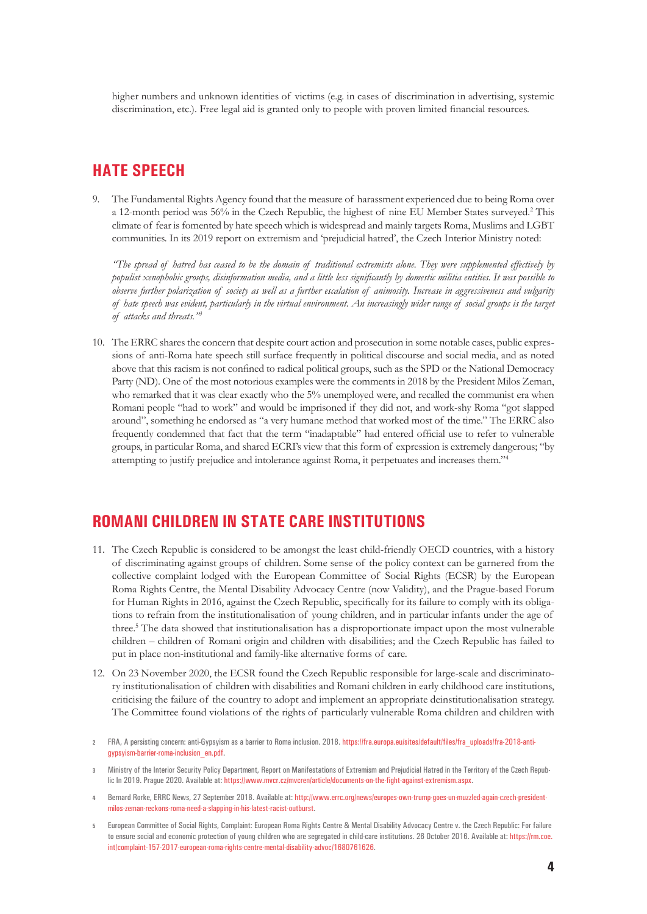higher numbers and unknown identities of victims (e.g. in cases of discrimination in advertising, systemic discrimination, etc.). Free legal aid is granted only to people with proven limited financial resources.

## HATE SPEECH

9. The Fundamental Rights Agency found that the measure of harassment experienced due to being Roma over a 12-month period was 56% in the Czech Republic, the highest of nine EU Member States surveyed.[2] This climate of fear is fomented by hate speech which is widespread and mainly targets Roma, Muslims and LGBT communities. In its 2019 report on extremism and 'prejudicial hatred', the Czech Interior Ministry noted:

   *"The spread of hatred has ceased to be the domain of traditional extremists alone. They were supplemented effectively by populist xenophobic groups, disinformation media, and a little less significantly by domestic militia entities. It was possible to observe further polarization of society as well as a further escalation of animosity. Increase in aggressiveness and vulgarity of hate speech was evident, particularly in the virtual environment. An increasingly wider range of social groups is the target of attacks and threats."*[3]

10. The ERRC shares the concern that despite court action and prosecution in some notable cases, public expressions of anti-Roma hate speech still surface frequently in political discourse and social media, and as noted above that this racism is not confined to radical political groups, such as the SPD or the National Democracy Party (ND). One of the most notorious examples were the comments in 2018 by the President Milos Zeman, who remarked that it was clear exactly who the 5% unemployed were, and recalled the communist era when Romani people "had to work" and would be imprisoned if they did not, and work-shy Roma "got slapped around", something he endorsed as "a very humane method that worked most of the time." The ERRC also frequently condemned that fact that the term "inadaptable" had entered official use to refer to vulnerable groups, in particular Roma, and shared ECRI's view that this form of expression is extremely dangerous; "by attempting to justify prejudice and intolerance against Roma, it perpetuates and increases them."[4]

## ROMANI CHILDREN IN STATE CARE INSTITUTIONS

11. The Czech Republic is considered to be amongst the least child-friendly OECD countries, with a history of discriminating against groups of children. Some sense of the policy context can be garnered from the collective complaint lodged with the European Committee of Social Rights (ECSR) by the European Roma Rights Centre, the Mental Disability Advocacy Centre (now Validity), and the Prague-based Forum for Human Rights in 2016, against the Czech Republic, specifically for its failure to comply with its obligations to refrain from the institutionalisation of young children, and in particular infants under the age of three.[5] The data showed that institutionalisation has a disproportionate impact upon the most vulnerable children – children of Romani origin and children with disabilities; and the Czech Republic has failed to put in place non-institutional and family-like alternative forms of care.

12. On 23 November 2020, the ECSR found the Czech Republic responsible for large-scale and discriminatory institutionalisation of children with disabilities and Romani children in early childhood care institutions, criticising the failure of the country to adopt and implement an appropriate deinstitutionalisation strategy. The Committee found violations of the rights of particularly vulnerable Roma children and children with

---

2 FRA, A persisting concern: anti-Gypsyism as a barrier to Roma inclusion. 2018. https://fra.europa.eu/sites/default/files/fra_uploads/fra-2018-anti-gypsyism-barrier-roma-inclusion_en.pdf.

3 Ministry of the Interior Security Policy Department, Report on Manifestations of Extremism and Prejudicial Hatred in the Territory of the Czech Republic In 2019. Prague 2020. Available at: https://www.mvcr.cz/mvcren/article/documents-on-the-fight-against-extremism.aspx.

4 Bernard Rorke, ERRC News, 27 September 2018. Available at: http://www.errc.org/news/europes-own-trump-goes-un-muzzled-again-czech-president-milos-zeman-reckons-roma-need-a-slapping-in-his-latest-racist-outburst.

5 European Committee of Social Rights, Complaint: European Roma Rights Centre & Mental Disability Advocacy Centre v. the Czech Republic: For failure to ensure social and economic protection of young children who are segregated in child-care institutions. 26 October 2016. Available at: https://rm.coe.int/complaint-157-2017-european-roma-rights-centre-mental-disability-advoc/1680761626.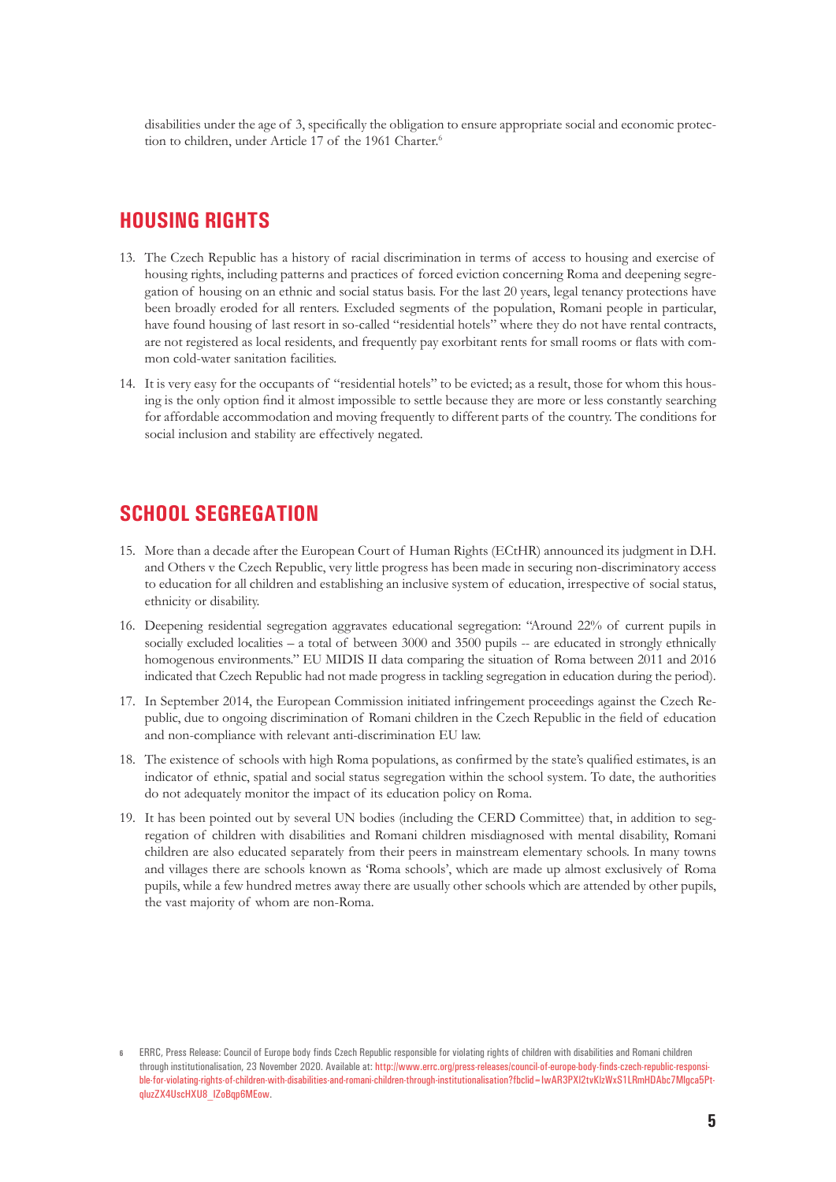disabilities under the age of 3, specifically the obligation to ensure appropriate social and economic protection to children, under Article 17 of the 1961 Charter.[6]

## HOUSING RIGHTS

13. The Czech Republic has a history of racial discrimination in terms of access to housing and exercise of housing rights, including patterns and practices of forced eviction concerning Roma and deepening segregation of housing on an ethnic and social status basis. For the last 20 years, legal tenancy protections have been broadly eroded for all renters. Excluded segments of the population, Romani people in particular, have found housing of last resort in so-called "residential hotels" where they do not have rental contracts, are not registered as local residents, and frequently pay exorbitant rents for small rooms or flats with common cold-water sanitation facilities.

14. It is very easy for the occupants of "residential hotels" to be evicted; as a result, those for whom this housing is the only option find it almost impossible to settle because they are more or less constantly searching for affordable accommodation and moving frequently to different parts of the country. The conditions for social inclusion and stability are effectively negated.

## SCHOOL SEGREGATION

15. More than a decade after the European Court of Human Rights (ECtHR) announced its judgment in D.H. and Others v the Czech Republic, very little progress has been made in securing non-discriminatory access to education for all children and establishing an inclusive system of education, irrespective of social status, ethnicity or disability.

16. Deepening residential segregation aggravates educational segregation: "Around 22% of current pupils in socially excluded localities – a total of between 3000 and 3500 pupils -- are educated in strongly ethnically homogenous environments." EU MIDIS II data comparing the situation of Roma between 2011 and 2016 indicated that Czech Republic had not made progress in tackling segregation in education during the period).

17. In September 2014, the European Commission initiated infringement proceedings against the Czech Republic, due to ongoing discrimination of Romani children in the Czech Republic in the field of education and non-compliance with relevant anti-discrimination EU law.

18. The existence of schools with high Roma populations, as confirmed by the state's qualified estimates, is an indicator of ethnic, spatial and social status segregation within the school system. To date, the authorities do not adequately monitor the impact of its education policy on Roma.

19. It has been pointed out by several UN bodies (including the CERD Committee) that, in addition to segregation of children with disabilities and Romani children misdiagnosed with mental disability, Romani children are also educated separately from their peers in mainstream elementary schools. In many towns and villages there are schools known as 'Roma schools', which are made up almost exclusively of Roma pupils, while a few hundred metres away there are usually other schools which are attended by other pupils, the vast majority of whom are non-Roma.

---

[6] ERRC, Press Release: Council of Europe body finds Czech Republic responsible for violating rights of children with disabilities and Romani children through institutionalisation, 23 November 2020. Available at: http://www.errc.org/press-releases/council-of-europe-body-finds-czech-republic-responsible-for-violating-rights-of-children-with-disabilities-and-romani-children-through-institutionalisation?fbclid=IwAR3PXl2tvKlzWxS1LRmHDAbc7Mlgca5PtqluzZX4UscHXU8_IZoBqp6MEow.